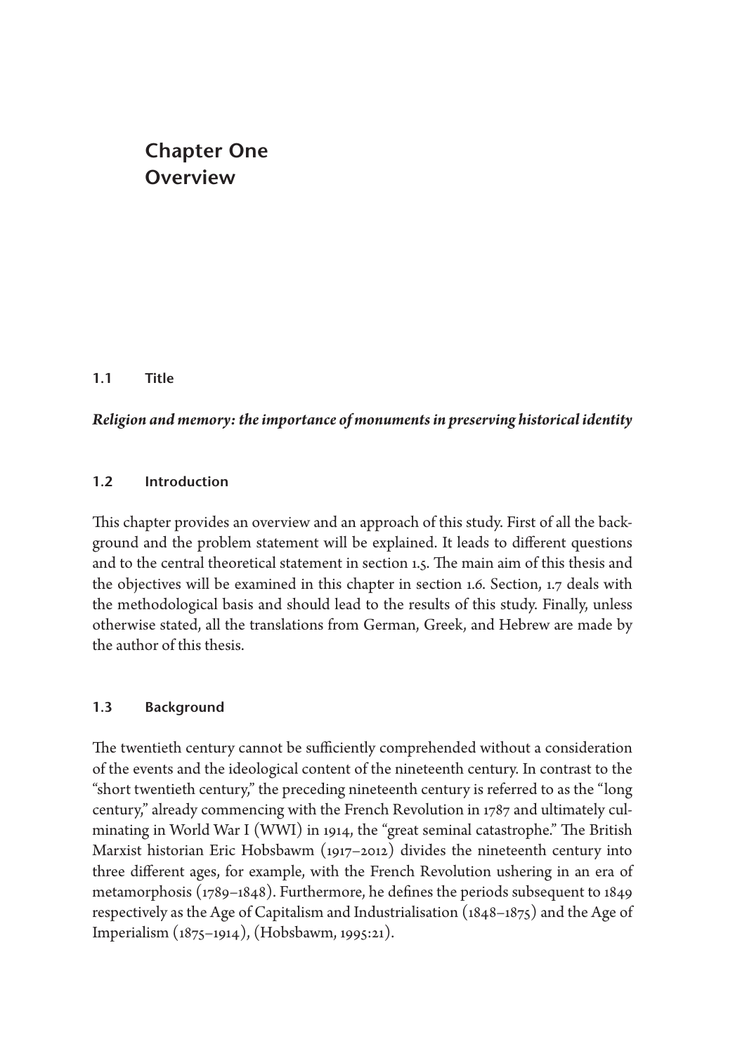# Chapter One
# Overview

## 1.1 Title

***Religion and memory: the importance of monuments in preserving historical identity***

## 1.2 Introduction

This chapter provides an overview and an approach of this study. First of all the background and the problem statement will be explained. It leads to different questions and to the central theoretical statement in section 1.5. The main aim of this thesis and the objectives will be examined in this chapter in section 1.6. Section, 1.7 deals with the methodological basis and should lead to the results of this study. Finally, unless otherwise stated, all the translations from German, Greek, and Hebrew are made by the author of this thesis.

## 1.3 Background

The twentieth century cannot be sufficiently comprehended without a consideration of the events and the ideological content of the nineteenth century. In contrast to the "short twentieth century," the preceding nineteenth century is referred to as the "long century," already commencing with the French Revolution in 1787 and ultimately culminating in World War I (WWI) in 1914, the "great seminal catastrophe." The British Marxist historian Eric Hobsbawm (1917–2012) divides the nineteenth century into three different ages, for example, with the French Revolution ushering in an era of metamorphosis (1789–1848). Furthermore, he defines the periods subsequent to 1849 respectively as the Age of Capitalism and Industrialisation (1848–1875) and the Age of Imperialism (1875–1914), (Hobsbawm, 1995:21).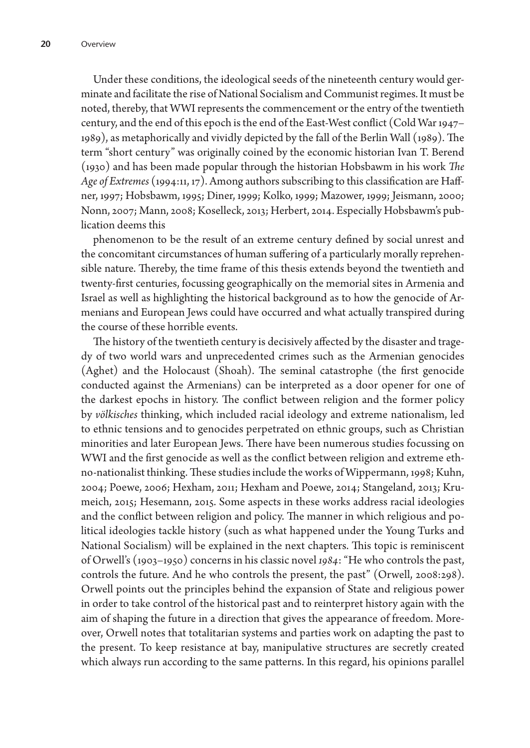Under these conditions, the ideological seeds of the nineteenth century would germinate and facilitate the rise of National Socialism and Communist regimes. It must be noted, thereby, that WWI represents the commencement or the entry of the twentieth century, and the end of this epoch is the end of the East-West conflict (Cold War 1947–1989), as metaphorically and vividly depicted by the fall of the Berlin Wall (1989). The term "short century" was originally coined by the economic historian Ivan T. Berend (1930) and has been made popular through the historian Hobsbawm in his work *The Age of Extremes* (1994:11, 17). Among authors subscribing to this classification are Haffner, 1997; Hobsbawm, 1995; Diner, 1999; Kolko, 1999; Mazower, 1999; Jeismann, 2000; Nonn, 2007; Mann, 2008; Koselleck, 2013; Herbert, 2014. Especially Hobsbawm's publication deems this

phenomenon to be the result of an extreme century defined by social unrest and the concomitant circumstances of human suffering of a particularly morally reprehensible nature. Thereby, the time frame of this thesis extends beyond the twentieth and twenty-first centuries, focussing geographically on the memorial sites in Armenia and Israel as well as highlighting the historical background as to how the genocide of Armenians and European Jews could have occurred and what actually transpired during the course of these horrible events.

The history of the twentieth century is decisively affected by the disaster and tragedy of two world wars and unprecedented crimes such as the Armenian genocides (Aghet) and the Holocaust (Shoah). The seminal catastrophe (the first genocide conducted against the Armenians) can be interpreted as a door opener for one of the darkest epochs in history. The conflict between religion and the former policy by *völkisches* thinking, which included racial ideology and extreme nationalism, led to ethnic tensions and to genocides perpetrated on ethnic groups, such as Christian minorities and later European Jews. There have been numerous studies focussing on WWI and the first genocide as well as the conflict between religion and extreme ethno-nationalist thinking. These studies include the works of Wippermann, 1998; Kuhn, 2004; Poewe, 2006; Hexham, 2011; Hexham and Poewe, 2014; Stangeland, 2013; Krumeich, 2015; Hesemann, 2015. Some aspects in these works address racial ideologies and the conflict between religion and policy. The manner in which religious and political ideologies tackle history (such as what happened under the Young Turks and National Socialism) will be explained in the next chapters. This topic is reminiscent of Orwell's (1903–1950) concerns in his classic novel *1984*: "He who controls the past, controls the future. And he who controls the present, the past" (Orwell, 2008:298). Orwell points out the principles behind the expansion of State and religious power in order to take control of the historical past and to reinterpret history again with the aim of shaping the future in a direction that gives the appearance of freedom. Moreover, Orwell notes that totalitarian systems and parties work on adapting the past to the present. To keep resistance at bay, manipulative structures are secretly created which always run according to the same patterns. In this regard, his opinions parallel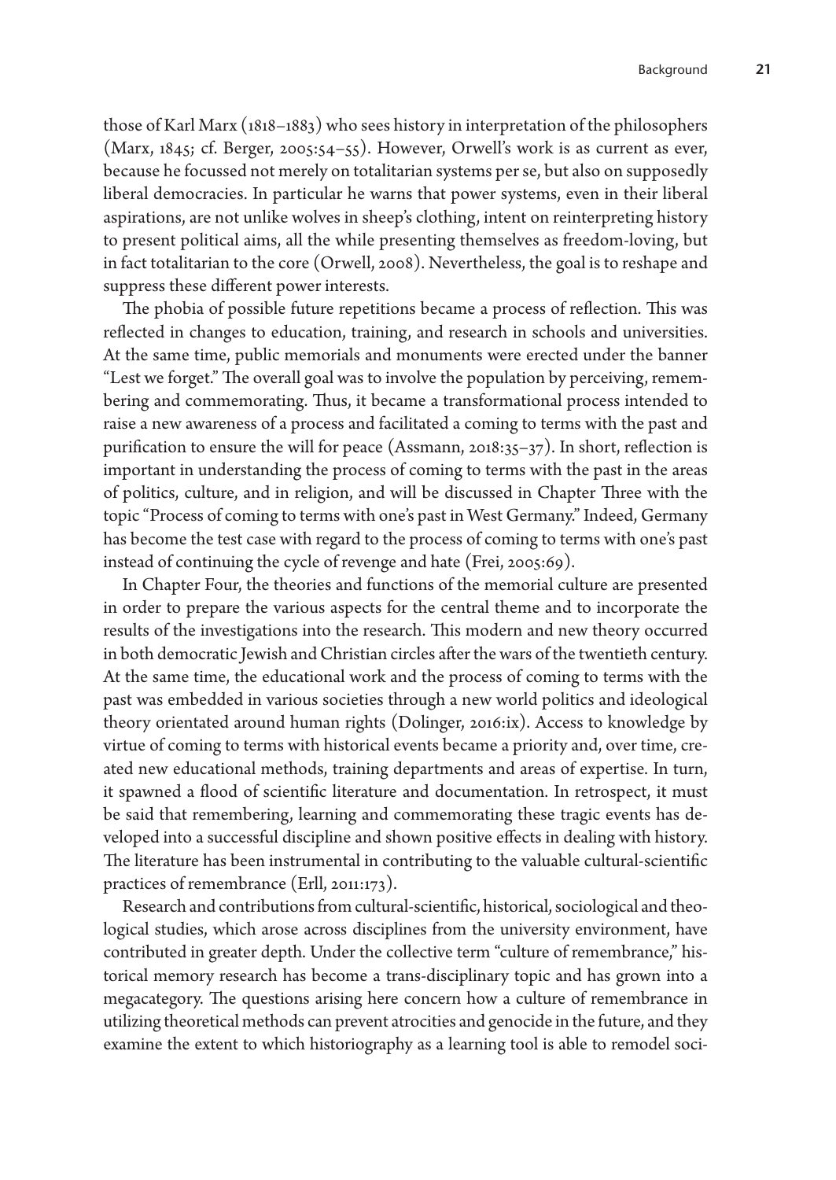those of Karl Marx (1818–1883) who sees history in interpretation of the philosophers (Marx, 1845; cf. Berger, 2005:54–55). However, Orwell's work is as current as ever, because he focussed not merely on totalitarian systems per se, but also on supposedly liberal democracies. In particular he warns that power systems, even in their liberal aspirations, are not unlike wolves in sheep's clothing, intent on reinterpreting history to present political aims, all the while presenting themselves as freedom-loving, but in fact totalitarian to the core (Orwell, 2008). Nevertheless, the goal is to reshape and suppress these different power interests.

The phobia of possible future repetitions became a process of reflection. This was reflected in changes to education, training, and research in schools and universities. At the same time, public memorials and monuments were erected under the banner "Lest we forget." The overall goal was to involve the population by perceiving, remembering and commemorating. Thus, it became a transformational process intended to raise a new awareness of a process and facilitated a coming to terms with the past and purification to ensure the will for peace (Assmann, 2018:35–37). In short, reflection is important in understanding the process of coming to terms with the past in the areas of politics, culture, and in religion, and will be discussed in Chapter Three with the topic "Process of coming to terms with one's past in West Germany." Indeed, Germany has become the test case with regard to the process of coming to terms with one's past instead of continuing the cycle of revenge and hate (Frei, 2005:69).

In Chapter Four, the theories and functions of the memorial culture are presented in order to prepare the various aspects for the central theme and to incorporate the results of the investigations into the research. This modern and new theory occurred in both democratic Jewish and Christian circles after the wars of the twentieth century. At the same time, the educational work and the process of coming to terms with the past was embedded in various societies through a new world politics and ideological theory orientated around human rights (Dolinger, 2016:ix). Access to knowledge by virtue of coming to terms with historical events became a priority and, over time, created new educational methods, training departments and areas of expertise. In turn, it spawned a flood of scientific literature and documentation. In retrospect, it must be said that remembering, learning and commemorating these tragic events has developed into a successful discipline and shown positive effects in dealing with history. The literature has been instrumental in contributing to the valuable cultural-scientific practices of remembrance (Erll, 2011:173).

Research and contributions from cultural-scientific, historical, sociological and theological studies, which arose across disciplines from the university environment, have contributed in greater depth. Under the collective term "culture of remembrance," historical memory research has become a trans-disciplinary topic and has grown into a megacategory. The questions arising here concern how a culture of remembrance in utilizing theoretical methods can prevent atrocities and genocide in the future, and they examine the extent to which historiography as a learning tool is able to remodel soci-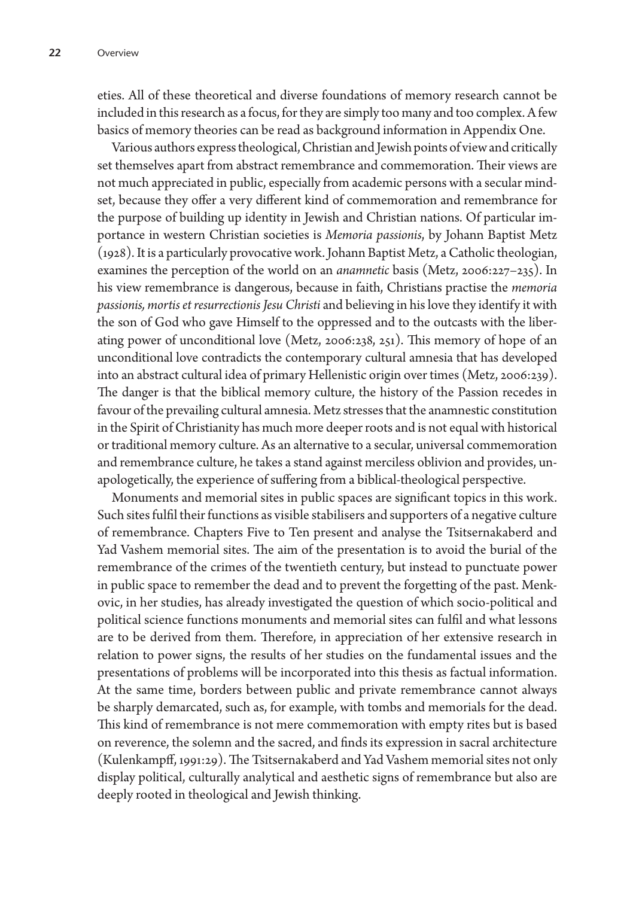eties. All of these theoretical and diverse foundations of memory research cannot be included in this research as a focus, for they are simply too many and too complex. A few basics of memory theories can be read as background information in Appendix One.

Various authors express theological, Christian and Jewish points of view and critically set themselves apart from abstract remembrance and commemoration. Their views are not much appreciated in public, especially from academic persons with a secular mindset, because they offer a very different kind of commemoration and remembrance for the purpose of building up identity in Jewish and Christian nations. Of particular importance in western Christian societies is *Memoria passionis*, by Johann Baptist Metz (1928). It is a particularly provocative work. Johann Baptist Metz, a Catholic theologian, examines the perception of the world on an *anamnetic* basis (Metz, 2006:227–235). In his view remembrance is dangerous, because in faith, Christians practise the *memoria passionis, mortis et resurrectionis Jesu Christi* and believing in his love they identify it with the son of God who gave Himself to the oppressed and to the outcasts with the liberating power of unconditional love (Metz, 2006:238, 251). This memory of hope of an unconditional love contradicts the contemporary cultural amnesia that has developed into an abstract cultural idea of primary Hellenistic origin over times (Metz, 2006:239). The danger is that the biblical memory culture, the history of the Passion recedes in favour of the prevailing cultural amnesia. Metz stresses that the anamnestic constitution in the Spirit of Christianity has much more deeper roots and is not equal with historical or traditional memory culture. As an alternative to a secular, universal commemoration and remembrance culture, he takes a stand against merciless oblivion and provides, unapologetically, the experience of suffering from a biblical-theological perspective.

Monuments and memorial sites in public spaces are significant topics in this work. Such sites fulfil their functions as visible stabilisers and supporters of a negative culture of remembrance. Chapters Five to Ten present and analyse the Tsitsernakaberd and Yad Vashem memorial sites. The aim of the presentation is to avoid the burial of the remembrance of the crimes of the twentieth century, but instead to punctuate power in public space to remember the dead and to prevent the forgetting of the past. Menkovic, in her studies, has already investigated the question of which socio-political and political science functions monuments and memorial sites can fulfil and what lessons are to be derived from them. Therefore, in appreciation of her extensive research in relation to power signs, the results of her studies on the fundamental issues and the presentations of problems will be incorporated into this thesis as factual information. At the same time, borders between public and private remembrance cannot always be sharply demarcated, such as, for example, with tombs and memorials for the dead. This kind of remembrance is not mere commemoration with empty rites but is based on reverence, the solemn and the sacred, and finds its expression in sacral architecture (Kulenkampff, 1991:29). The Tsitsernakaberd and Yad Vashem memorial sites not only display political, culturally analytical and aesthetic signs of remembrance but also are deeply rooted in theological and Jewish thinking.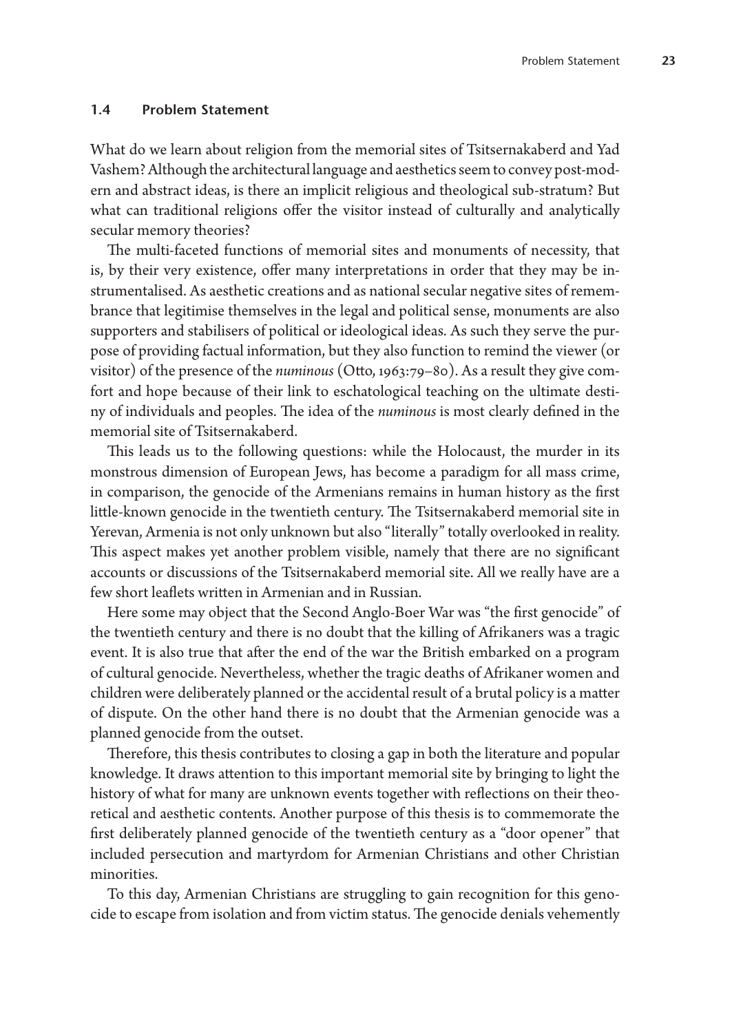### 1.4 Problem Statement

What do we learn about religion from the memorial sites of Tsitsernakaberd and Yad Vashem? Although the architectural language and aesthetics seem to convey post-modern and abstract ideas, is there an implicit religious and theological sub-stratum? But what can traditional religions offer the visitor instead of culturally and analytically secular memory theories?

The multi-faceted functions of memorial sites and monuments of necessity, that is, by their very existence, offer many interpretations in order that they may be instrumentalised. As aesthetic creations and as national secular negative sites of remembrance that legitimise themselves in the legal and political sense, monuments are also supporters and stabilisers of political or ideological ideas. As such they serve the purpose of providing factual information, but they also function to remind the viewer (or visitor) of the presence of the *numinous* (Otto, 1963:79–80). As a result they give comfort and hope because of their link to eschatological teaching on the ultimate destiny of individuals and peoples. The idea of the *numinous* is most clearly defined in the memorial site of Tsitsernakaberd.

This leads us to the following questions: while the Holocaust, the murder in its monstrous dimension of European Jews, has become a paradigm for all mass crime, in comparison, the genocide of the Armenians remains in human history as the first little-known genocide in the twentieth century. The Tsitsernakaberd memorial site in Yerevan, Armenia is not only unknown but also "literally" totally overlooked in reality. This aspect makes yet another problem visible, namely that there are no significant accounts or discussions of the Tsitsernakaberd memorial site. All we really have are a few short leaflets written in Armenian and in Russian.

Here some may object that the Second Anglo-Boer War was "the first genocide" of the twentieth century and there is no doubt that the killing of Afrikaners was a tragic event. It is also true that after the end of the war the British embarked on a program of cultural genocide. Nevertheless, whether the tragic deaths of Afrikaner women and children were deliberately planned or the accidental result of a brutal policy is a matter of dispute. On the other hand there is no doubt that the Armenian genocide was a planned genocide from the outset.

Therefore, this thesis contributes to closing a gap in both the literature and popular knowledge. It draws attention to this important memorial site by bringing to light the history of what for many are unknown events together with reflections on their theoretical and aesthetic contents. Another purpose of this thesis is to commemorate the first deliberately planned genocide of the twentieth century as a "door opener" that included persecution and martyrdom for Armenian Christians and other Christian minorities.

To this day, Armenian Christians are struggling to gain recognition for this genocide to escape from isolation and from victim status. The genocide denials vehemently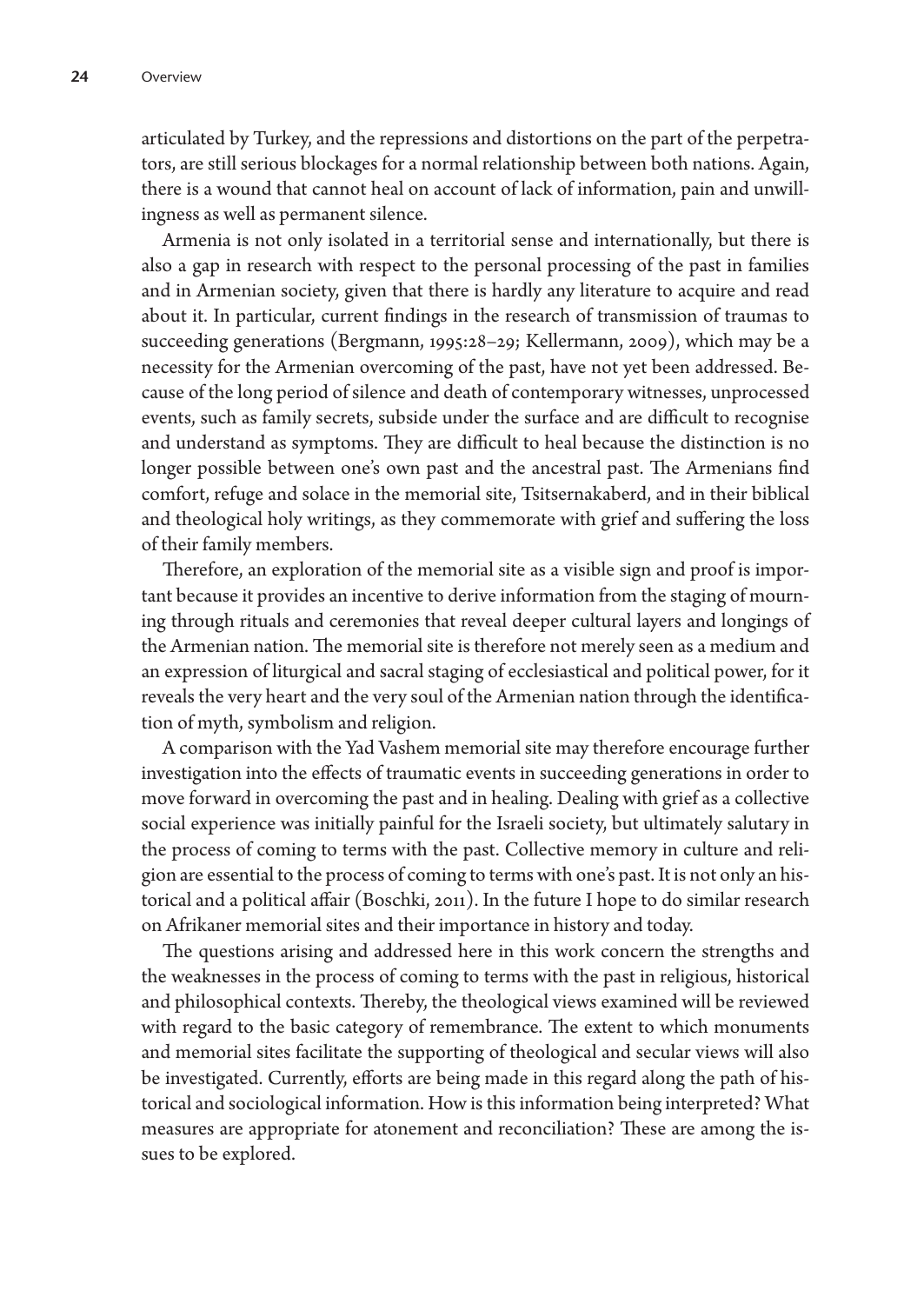articulated by Turkey, and the repressions and distortions on the part of the perpetrators, are still serious blockages for a normal relationship between both nations. Again, there is a wound that cannot heal on account of lack of information, pain and unwillingness as well as permanent silence.

Armenia is not only isolated in a territorial sense and internationally, but there is also a gap in research with respect to the personal processing of the past in families and in Armenian society, given that there is hardly any literature to acquire and read about it. In particular, current findings in the research of transmission of traumas to succeeding generations (Bergmann, 1995:28–29; Kellermann, 2009), which may be a necessity for the Armenian overcoming of the past, have not yet been addressed. Because of the long period of silence and death of contemporary witnesses, unprocessed events, such as family secrets, subside under the surface and are difficult to recognise and understand as symptoms. They are difficult to heal because the distinction is no longer possible between one's own past and the ancestral past. The Armenians find comfort, refuge and solace in the memorial site, Tsitsernakaberd, and in their biblical and theological holy writings, as they commemorate with grief and suffering the loss of their family members.

Therefore, an exploration of the memorial site as a visible sign and proof is important because it provides an incentive to derive information from the staging of mourning through rituals and ceremonies that reveal deeper cultural layers and longings of the Armenian nation. The memorial site is therefore not merely seen as a medium and an expression of liturgical and sacral staging of ecclesiastical and political power, for it reveals the very heart and the very soul of the Armenian nation through the identification of myth, symbolism and religion.

A comparison with the Yad Vashem memorial site may therefore encourage further investigation into the effects of traumatic events in succeeding generations in order to move forward in overcoming the past and in healing. Dealing with grief as a collective social experience was initially painful for the Israeli society, but ultimately salutary in the process of coming to terms with the past. Collective memory in culture and religion are essential to the process of coming to terms with one's past. It is not only an historical and a political affair (Boschki, 2011). In the future I hope to do similar research on Afrikaner memorial sites and their importance in history and today.

The questions arising and addressed here in this work concern the strengths and the weaknesses in the process of coming to terms with the past in religious, historical and philosophical contexts. Thereby, the theological views examined will be reviewed with regard to the basic category of remembrance. The extent to which monuments and memorial sites facilitate the supporting of theological and secular views will also be investigated. Currently, efforts are being made in this regard along the path of historical and sociological information. How is this information being interpreted? What measures are appropriate for atonement and reconciliation? These are among the issues to be explored.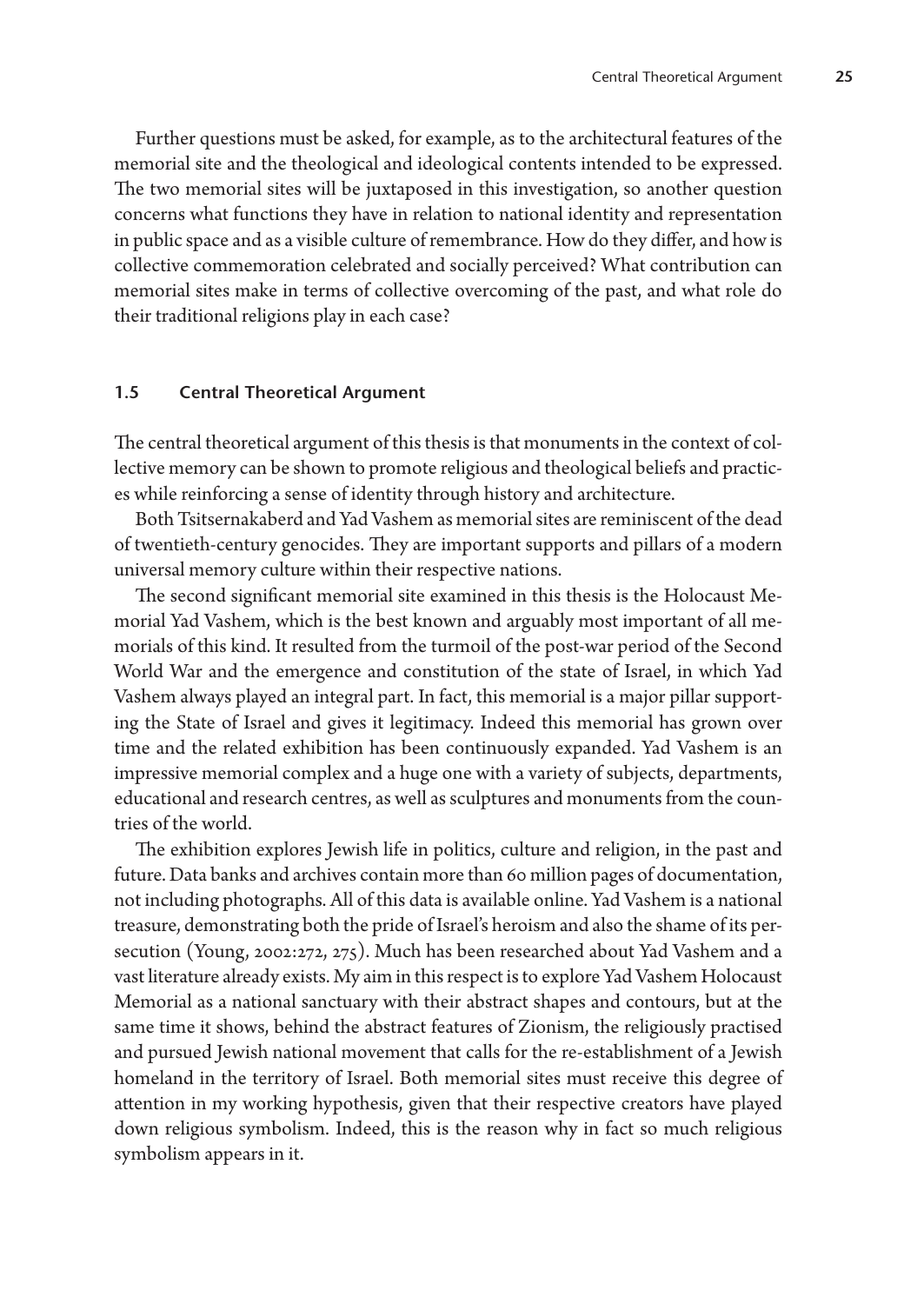Further questions must be asked, for example, as to the architectural features of the memorial site and the theological and ideological contents intended to be expressed. The two memorial sites will be juxtaposed in this investigation, so another question concerns what functions they have in relation to national identity and representation in public space and as a visible culture of remembrance. How do they differ, and how is collective commemoration celebrated and socially perceived? What contribution can memorial sites make in terms of collective overcoming of the past, and what role do their traditional religions play in each case?

## 1.5 Central Theoretical Argument

The central theoretical argument of this thesis is that monuments in the context of collective memory can be shown to promote religious and theological beliefs and practices while reinforcing a sense of identity through history and architecture.

Both Tsitsernakaberd and Yad Vashem as memorial sites are reminiscent of the dead of twentieth-century genocides. They are important supports and pillars of a modern universal memory culture within their respective nations.

The second significant memorial site examined in this thesis is the Holocaust Memorial Yad Vashem, which is the best known and arguably most important of all memorials of this kind. It resulted from the turmoil of the post-war period of the Second World War and the emergence and constitution of the state of Israel, in which Yad Vashem always played an integral part. In fact, this memorial is a major pillar supporting the State of Israel and gives it legitimacy. Indeed this memorial has grown over time and the related exhibition has been continuously expanded. Yad Vashem is an impressive memorial complex and a huge one with a variety of subjects, departments, educational and research centres, as well as sculptures and monuments from the countries of the world.

The exhibition explores Jewish life in politics, culture and religion, in the past and future. Data banks and archives contain more than 60 million pages of documentation, not including photographs. All of this data is available online. Yad Vashem is a national treasure, demonstrating both the pride of Israel's heroism and also the shame of its persecution (Young, 2002:272, 275). Much has been researched about Yad Vashem and a vast literature already exists. My aim in this respect is to explore Yad Vashem Holocaust Memorial as a national sanctuary with their abstract shapes and contours, but at the same time it shows, behind the abstract features of Zionism, the religiously practised and pursued Jewish national movement that calls for the re-establishment of a Jewish homeland in the territory of Israel. Both memorial sites must receive this degree of attention in my working hypothesis, given that their respective creators have played down religious symbolism. Indeed, this is the reason why in fact so much religious symbolism appears in it.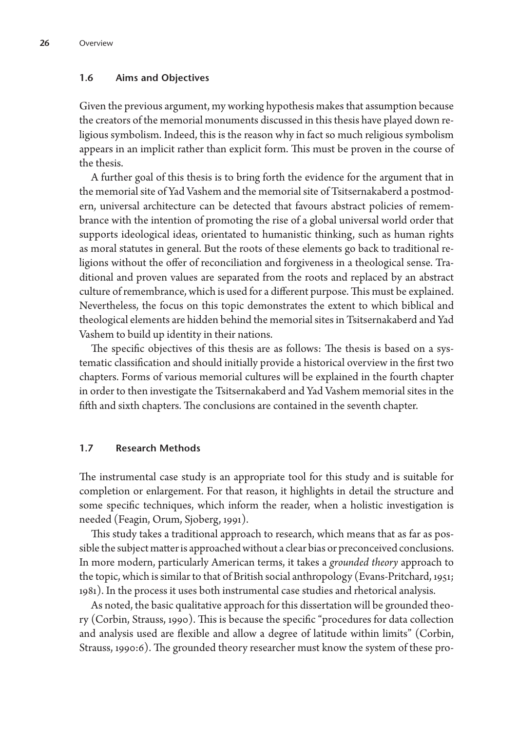## 1.6 Aims and Objectives

Given the previous argument, my working hypothesis makes that assumption because the creators of the memorial monuments discussed in this thesis have played down religious symbolism. Indeed, this is the reason why in fact so much religious symbolism appears in an implicit rather than explicit form. This must be proven in the course of the thesis.

A further goal of this thesis is to bring forth the evidence for the argument that in the memorial site of Yad Vashem and the memorial site of Tsitsernakaberd a postmodern, universal architecture can be detected that favours abstract policies of remembrance with the intention of promoting the rise of a global universal world order that supports ideological ideas, orientated to humanistic thinking, such as human rights as moral statutes in general. But the roots of these elements go back to traditional religions without the offer of reconciliation and forgiveness in a theological sense. Traditional and proven values are separated from the roots and replaced by an abstract culture of remembrance, which is used for a different purpose. This must be explained. Nevertheless, the focus on this topic demonstrates the extent to which biblical and theological elements are hidden behind the memorial sites in Tsitsernakaberd and Yad Vashem to build up identity in their nations.

The specific objectives of this thesis are as follows: The thesis is based on a systematic classification and should initially provide a historical overview in the first two chapters. Forms of various memorial cultures will be explained in the fourth chapter in order to then investigate the Tsitsernakaberd and Yad Vashem memorial sites in the fifth and sixth chapters. The conclusions are contained in the seventh chapter.

## 1.7 Research Methods

The instrumental case study is an appropriate tool for this study and is suitable for completion or enlargement. For that reason, it highlights in detail the structure and some specific techniques, which inform the reader, when a holistic investigation is needed (Feagin, Orum, Sjoberg, 1991).

This study takes a traditional approach to research, which means that as far as possible the subject matter is approached without a clear bias or preconceived conclusions. In more modern, particularly American terms, it takes a *grounded theory* approach to the topic, which is similar to that of British social anthropology (Evans-Pritchard, 1951; 1981). In the process it uses both instrumental case studies and rhetorical analysis.

As noted, the basic qualitative approach for this dissertation will be grounded theory (Corbin, Strauss, 1990). This is because the specific "procedures for data collection and analysis used are flexible and allow a degree of latitude within limits" (Corbin, Strauss, 1990:6). The grounded theory researcher must know the system of these pro-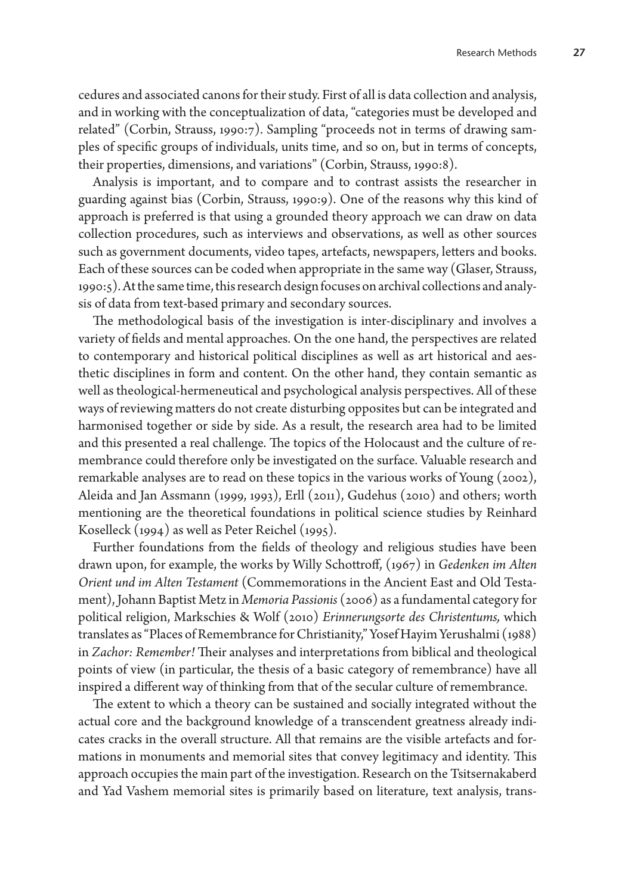cedures and associated canons for their study. First of all is data collection and analysis, and in working with the conceptualization of data, "categories must be developed and related" (Corbin, Strauss, 1990:7). Sampling "proceeds not in terms of drawing samples of specific groups of individuals, units time, and so on, but in terms of concepts, their properties, dimensions, and variations" (Corbin, Strauss, 1990:8).

Analysis is important, and to compare and to contrast assists the researcher in guarding against bias (Corbin, Strauss, 1990:9). One of the reasons why this kind of approach is preferred is that using a grounded theory approach we can draw on data collection procedures, such as interviews and observations, as well as other sources such as government documents, video tapes, artefacts, newspapers, letters and books. Each of these sources can be coded when appropriate in the same way (Glaser, Strauss, 1990:5). At the same time, this research design focuses on archival collections and analysis of data from text-based primary and secondary sources.

The methodological basis of the investigation is inter-disciplinary and involves a variety of fields and mental approaches. On the one hand, the perspectives are related to contemporary and historical political disciplines as well as art historical and aesthetic disciplines in form and content. On the other hand, they contain semantic as well as theological-hermeneutical and psychological analysis perspectives. All of these ways of reviewing matters do not create disturbing opposites but can be integrated and harmonised together or side by side. As a result, the research area had to be limited and this presented a real challenge. The topics of the Holocaust and the culture of remembrance could therefore only be investigated on the surface. Valuable research and remarkable analyses are to read on these topics in the various works of Young (2002), Aleida and Jan Assmann (1999, 1993), Erll (2011), Gudehus (2010) and others; worth mentioning are the theoretical foundations in political science studies by Reinhard Koselleck (1994) as well as Peter Reichel (1995).

Further foundations from the fields of theology and religious studies have been drawn upon, for example, the works by Willy Schottroff, (1967) in *Gedenken im Alten Orient und im Alten Testament* (Commemorations in the Ancient East and Old Testament), Johann Baptist Metz in *Memoria Passionis* (2006) as a fundamental category for political religion, Markschies & Wolf (2010) *Erinnerungsorte des Christentums,* which translates as "Places of Remembrance for Christianity," Yosef Hayim Yerushalmi (1988) in *Zachor: Remember!* Their analyses and interpretations from biblical and theological points of view (in particular, the thesis of a basic category of remembrance) have all inspired a different way of thinking from that of the secular culture of remembrance.

The extent to which a theory can be sustained and socially integrated without the actual core and the background knowledge of a transcendent greatness already indicates cracks in the overall structure. All that remains are the visible artefacts and formations in monuments and memorial sites that convey legitimacy and identity. This approach occupies the main part of the investigation. Research on the Tsitsernakaberd and Yad Vashem memorial sites is primarily based on literature, text analysis, trans-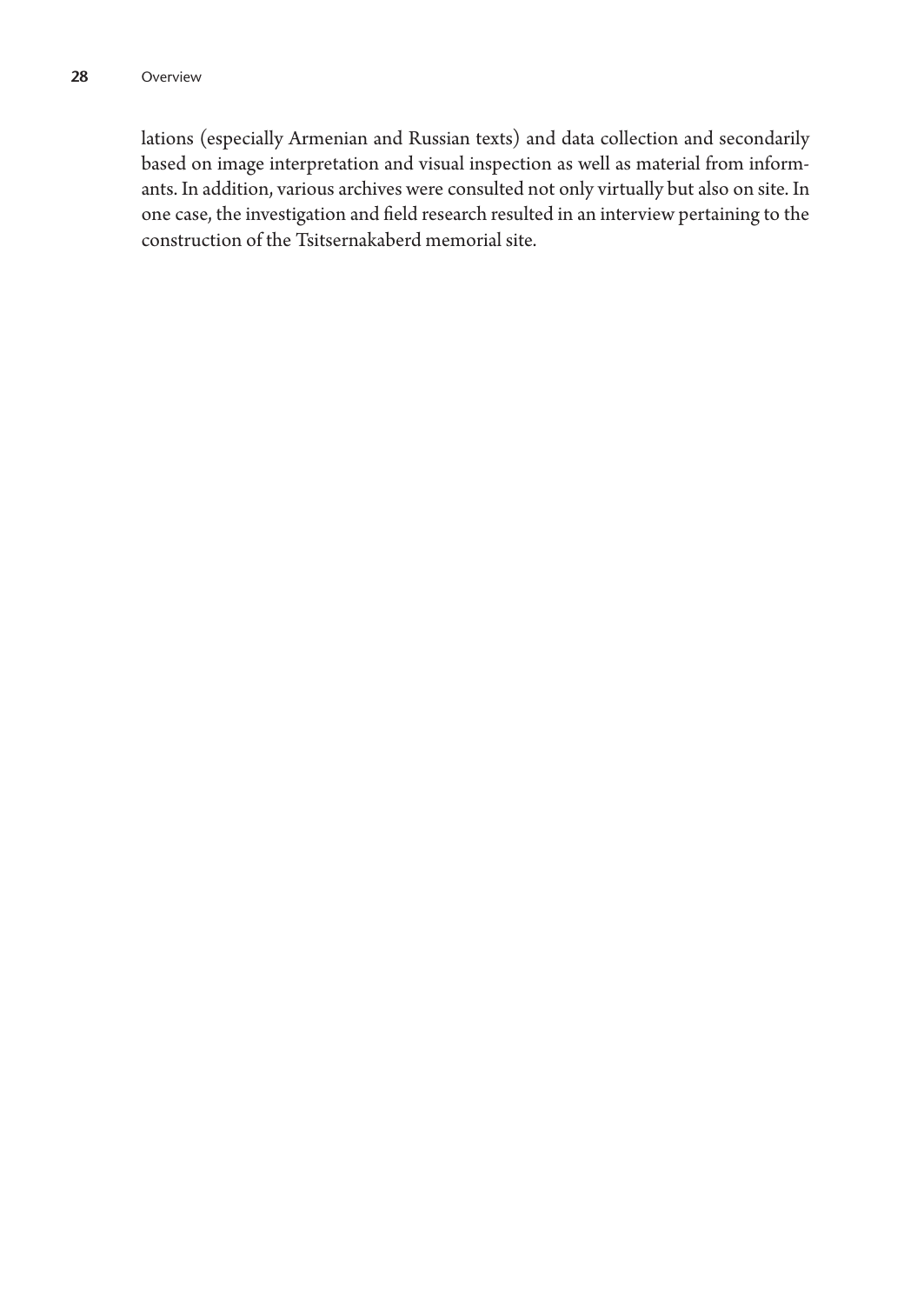lations (especially Armenian and Russian texts) and data collection and secondarily based on image interpretation and visual inspection as well as material from informants. In addition, various archives were consulted not only virtually but also on site. In one case, the investigation and field research resulted in an interview pertaining to the construction of the Tsitsernakaberd memorial site.